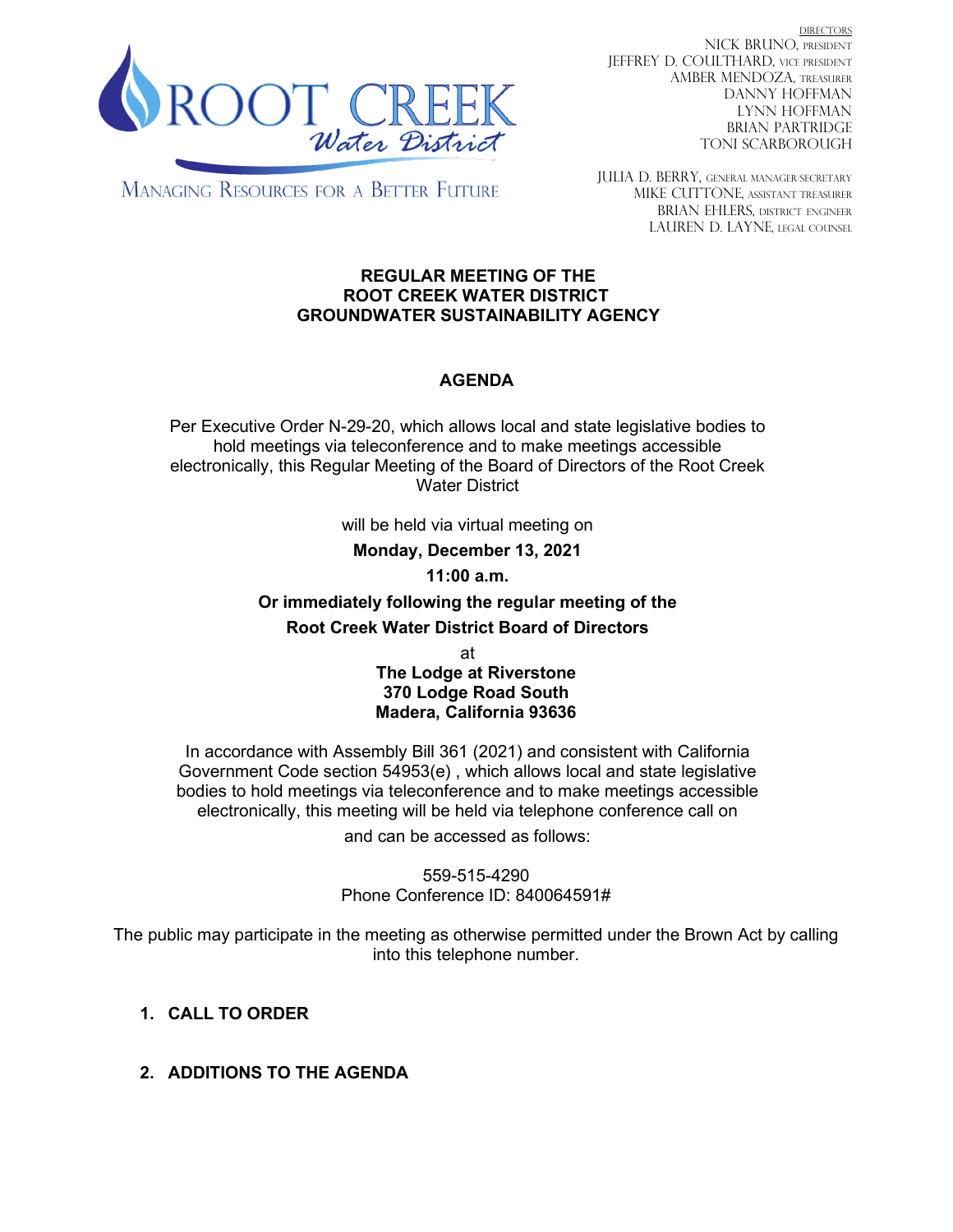ROOT CREEK *Water District*

MANAGING RESOURCES FOR A BETTER FUTURE

DIRECTORS
NICK BRUNO, PRESIDENT
JEFFREY D. COULTHARD, VICE PRESIDENT
AMBER MENDOZA, TREASURER
DANNY HOFFMAN
LYNN HOFFMAN
BRIAN PARTRIDGE
TONI SCARBOROUGH

JULIA D. BERRY, GENERAL MANAGER/SECRETARY
MIKE CUTTONE, ASSISTANT TREASURER
BRIAN EHLERS, DISTRICT ENGINEER
LAUREN D. LAYNE, LEGAL COUNSEL

**REGULAR MEETING OF THE**
**ROOT CREEK WATER DISTRICT**
**GROUNDWATER SUSTAINABILITY AGENCY**

**AGENDA**

Per Executive Order N-29-20, which allows local and state legislative bodies to hold meetings via teleconference and to make meetings accessible electronically, this Regular Meeting of the Board of Directors of the Root Creek Water District

will be held via virtual meeting on

**Monday, December 13, 2021**

**11:00 a.m.**

**Or immediately following the regular meeting of the Root Creek Water District Board of Directors**

at

**The Lodge at Riverstone**
**370 Lodge Road South**
**Madera, California 93636**

In accordance with Assembly Bill 361 (2021) and consistent with California Government Code section 54953(e) , which allows local and state legislative bodies to hold meetings via teleconference and to make meetings accessible electronically, this meeting will be held via telephone conference call on and can be accessed as follows:

559-515-4290
Phone Conference ID: 840064591#

The public may participate in the meeting as otherwise permitted under the Brown Act by calling into this telephone number.

1. **CALL TO ORDER**

2. **ADDITIONS TO THE AGENDA**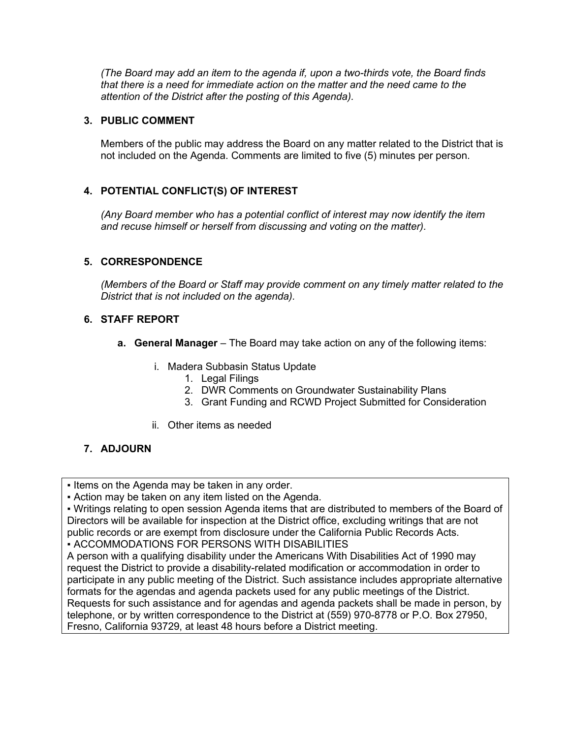*(The Board may add an item to the agenda if, upon a two-thirds vote, the Board finds that there is a need for immediate action on the matter and the need came to the attention of the District after the posting of this Agenda).*

**3. PUBLIC COMMENT**

Members of the public may address the Board on any matter related to the District that is not included on the Agenda. Comments are limited to five (5) minutes per person.

**4. POTENTIAL CONFLICT(S) OF INTEREST**

*(Any Board member who has a potential conflict of interest may now identify the item and recuse himself or herself from discussing and voting on the matter).*

**5. CORRESPONDENCE**

*(Members of the Board or Staff may provide comment on any timely matter related to the District that is not included on the agenda).*

**6. STAFF REPORT**

**a. General Manager** – The Board may take action on any of the following items:

i. Madera Subbasin Status Update
   1. Legal Filings
   2. DWR Comments on Groundwater Sustainability Plans
   3. Grant Funding and RCWD Project Submitted for Consideration

ii. Other items as needed

**7. ADJOURN**

▪ Items on the Agenda may be taken in any order.
▪ Action may be taken on any item listed on the Agenda.
▪ Writings relating to open session Agenda items that are distributed to members of the Board of Directors will be available for inspection at the District office, excluding writings that are not public records or are exempt from disclosure under the California Public Records Acts.
▪ ACCOMMODATIONS FOR PERSONS WITH DISABILITIES
A person with a qualifying disability under the Americans With Disabilities Act of 1990 may request the District to provide a disability-related modification or accommodation in order to participate in any public meeting of the District. Such assistance includes appropriate alternative formats for the agendas and agenda packets used for any public meetings of the District. Requests for such assistance and for agendas and agenda packets shall be made in person, by telephone, or by written correspondence to the District at (559) 970-8778 or P.O. Box 27950, Fresno, California 93729, at least 48 hours before a District meeting.